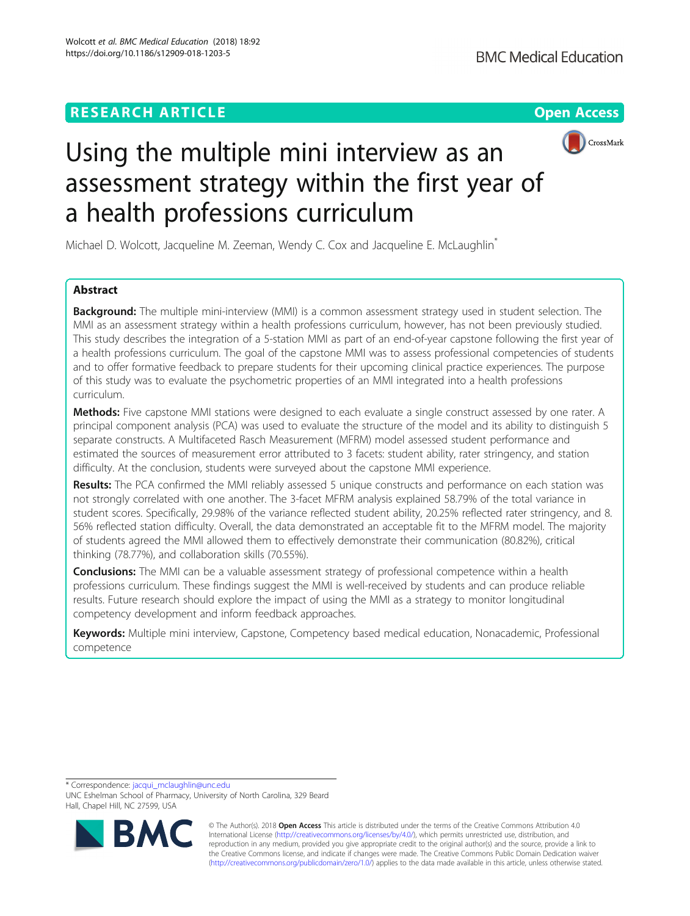RESEARCH ARTICLE

Open Access

# Using the multiple mini interview as an assessment strategy within the first year of a health professions curriculum

Michael D. Wolcott, Jacqueline M. Zeeman, Wendy C. Cox and Jacqueline E. McLaughlin*

## Abstract

**Background:** The multiple mini-interview (MMI) is a common assessment strategy used in student selection. The MMI as an assessment strategy within a health professions curriculum, however, has not been previously studied. This study describes the integration of a 5-station MMI as part of an end-of-year capstone following the first year of a health professions curriculum. The goal of the capstone MMI was to assess professional competencies of students and to offer formative feedback to prepare students for their upcoming clinical practice experiences. The purpose of this study was to evaluate the psychometric properties of an MMI integrated into a health professions curriculum.

**Methods:** Five capstone MMI stations were designed to each evaluate a single construct assessed by one rater. A principal component analysis (PCA) was used to evaluate the structure of the model and its ability to distinguish 5 separate constructs. A Multifaceted Rasch Measurement (MFRM) model assessed student performance and estimated the sources of measurement error attributed to 3 facets: student ability, rater stringency, and station difficulty. At the conclusion, students were surveyed about the capstone MMI experience.

**Results:** The PCA confirmed the MMI reliably assessed 5 unique constructs and performance on each station was not strongly correlated with one another. The 3-facet MFRM analysis explained 58.79% of the total variance in student scores. Specifically, 29.98% of the variance reflected student ability, 20.25% reflected rater stringency, and 8.56% reflected station difficulty. Overall, the data demonstrated an acceptable fit to the MFRM model. The majority of students agreed the MMI allowed them to effectively demonstrate their communication (80.82%), critical thinking (78.77%), and collaboration skills (70.55%).

**Conclusions:** The MMI can be a valuable assessment strategy of professional competence within a health professions curriculum. These findings suggest the MMI is well-received by students and can produce reliable results. Future research should explore the impact of using the MMI as a strategy to monitor longitudinal competency development and inform feedback approaches.

**Keywords:** Multiple mini interview, Capstone, Competency based medical education, Nonacademic, Professional competence

\* Correspondence: jacqui_mclaughlin@unc.edu
UNC Eshelman School of Pharmacy, University of North Carolina, 329 Beard Hall, Chapel Hill, NC 27599, USA

© The Author(s). 2018 **Open Access** This article is distributed under the terms of the Creative Commons Attribution 4.0 International License (http://creativecommons.org/licenses/by/4.0/), which permits unrestricted use, distribution, and reproduction in any medium, provided you give appropriate credit to the original author(s) and the source, provide a link to the Creative Commons license, and indicate if changes were made. The Creative Commons Public Domain Dedication waiver (http://creativecommons.org/publicdomain/zero/1.0/) applies to the data made available in this article, unless otherwise stated.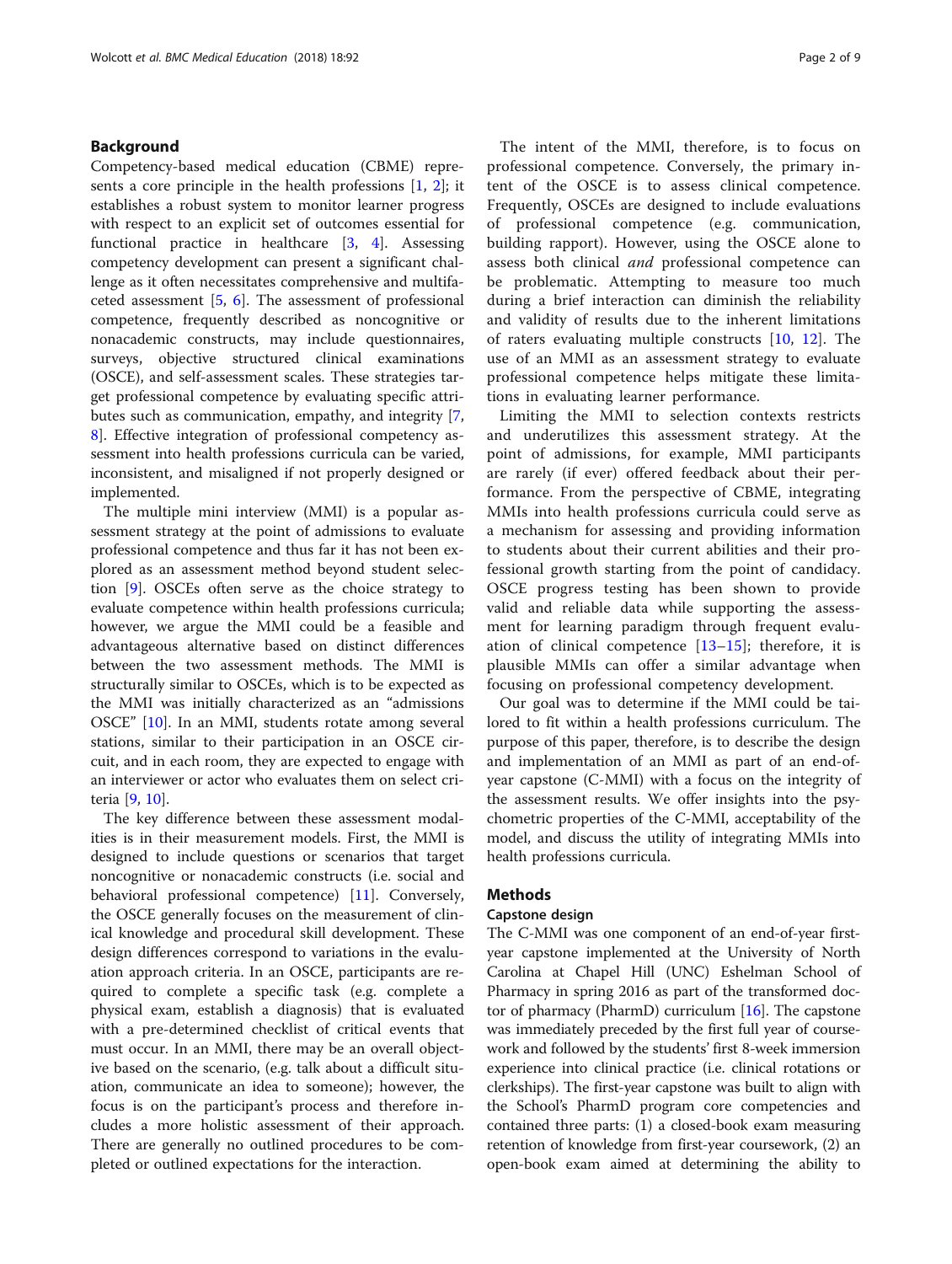## Background

Competency-based medical education (CBME) represents a core principle in the health professions [1, 2]; it establishes a robust system to monitor learner progress with respect to an explicit set of outcomes essential for functional practice in healthcare [3, 4]. Assessing competency development can present a significant challenge as it often necessitates comprehensive and multifaceted assessment [5, 6]. The assessment of professional competence, frequently described as noncognitive or nonacademic constructs, may include questionnaires, surveys, objective structured clinical examinations (OSCE), and self-assessment scales. These strategies target professional competence by evaluating specific attributes such as communication, empathy, and integrity [7, 8]. Effective integration of professional competency assessment into health professions curricula can be varied, inconsistent, and misaligned if not properly designed or implemented.

The multiple mini interview (MMI) is a popular assessment strategy at the point of admissions to evaluate professional competence and thus far it has not been explored as an assessment method beyond student selection [9]. OSCEs often serve as the choice strategy to evaluate competence within health professions curricula; however, we argue the MMI could be a feasible and advantageous alternative based on distinct differences between the two assessment methods. The MMI is structurally similar to OSCEs, which is to be expected as the MMI was initially characterized as an "admissions OSCE" [10]. In an MMI, students rotate among several stations, similar to their participation in an OSCE circuit, and in each room, they are expected to engage with an interviewer or actor who evaluates them on select criteria [9, 10].

The key difference between these assessment modalities is in their measurement models. First, the MMI is designed to include questions or scenarios that target noncognitive or nonacademic constructs (i.e. social and behavioral professional competence) [11]. Conversely, the OSCE generally focuses on the measurement of clinical knowledge and procedural skill development. These design differences correspond to variations in the evaluation approach criteria. In an OSCE, participants are required to complete a specific task (e.g. complete a physical exam, establish a diagnosis) that is evaluated with a pre-determined checklist of critical events that must occur. In an MMI, there may be an overall objective based on the scenario, (e.g. talk about a difficult situation, communicate an idea to someone); however, the focus is on the participant's process and therefore includes a more holistic assessment of their approach. There are generally no outlined procedures to be completed or outlined expectations for the interaction.

The intent of the MMI, therefore, is to focus on professional competence. Conversely, the primary intent of the OSCE is to assess clinical competence. Frequently, OSCEs are designed to include evaluations of professional competence (e.g. communication, building rapport). However, using the OSCE alone to assess both clinical *and* professional competence can be problematic. Attempting to measure too much during a brief interaction can diminish the reliability and validity of results due to the inherent limitations of raters evaluating multiple constructs [10, 12]. The use of an MMI as an assessment strategy to evaluate professional competence helps mitigate these limitations in evaluating learner performance.

Limiting the MMI to selection contexts restricts and underutilizes this assessment strategy. At the point of admissions, for example, MMI participants are rarely (if ever) offered feedback about their performance. From the perspective of CBME, integrating MMIs into health professions curricula could serve as a mechanism for assessing and providing information to students about their current abilities and their professional growth starting from the point of candidacy. OSCE progress testing has been shown to provide valid and reliable data while supporting the assessment for learning paradigm through frequent evaluation of clinical competence [13–15]; therefore, it is plausible MMIs can offer a similar advantage when focusing on professional competency development.

Our goal was to determine if the MMI could be tailored to fit within a health professions curriculum. The purpose of this paper, therefore, is to describe the design and implementation of an MMI as part of an end-of-year capstone (C-MMI) with a focus on the integrity of the assessment results. We offer insights into the psychometric properties of the C-MMI, acceptability of the model, and discuss the utility of integrating MMIs into health professions curricula.

## Methods

### Capstone design

The C-MMI was one component of an end-of-year first-year capstone implemented at the University of North Carolina at Chapel Hill (UNC) Eshelman School of Pharmacy in spring 2016 as part of the transformed doctor of pharmacy (PharmD) curriculum [16]. The capstone was immediately preceded by the first full year of coursework and followed by the students' first 8-week immersion experience into clinical practice (i.e. clinical rotations or clerkships). The first-year capstone was built to align with the School's PharmD program core competencies and contained three parts: (1) a closed-book exam measuring retention of knowledge from first-year coursework, (2) an open-book exam aimed at determining the ability to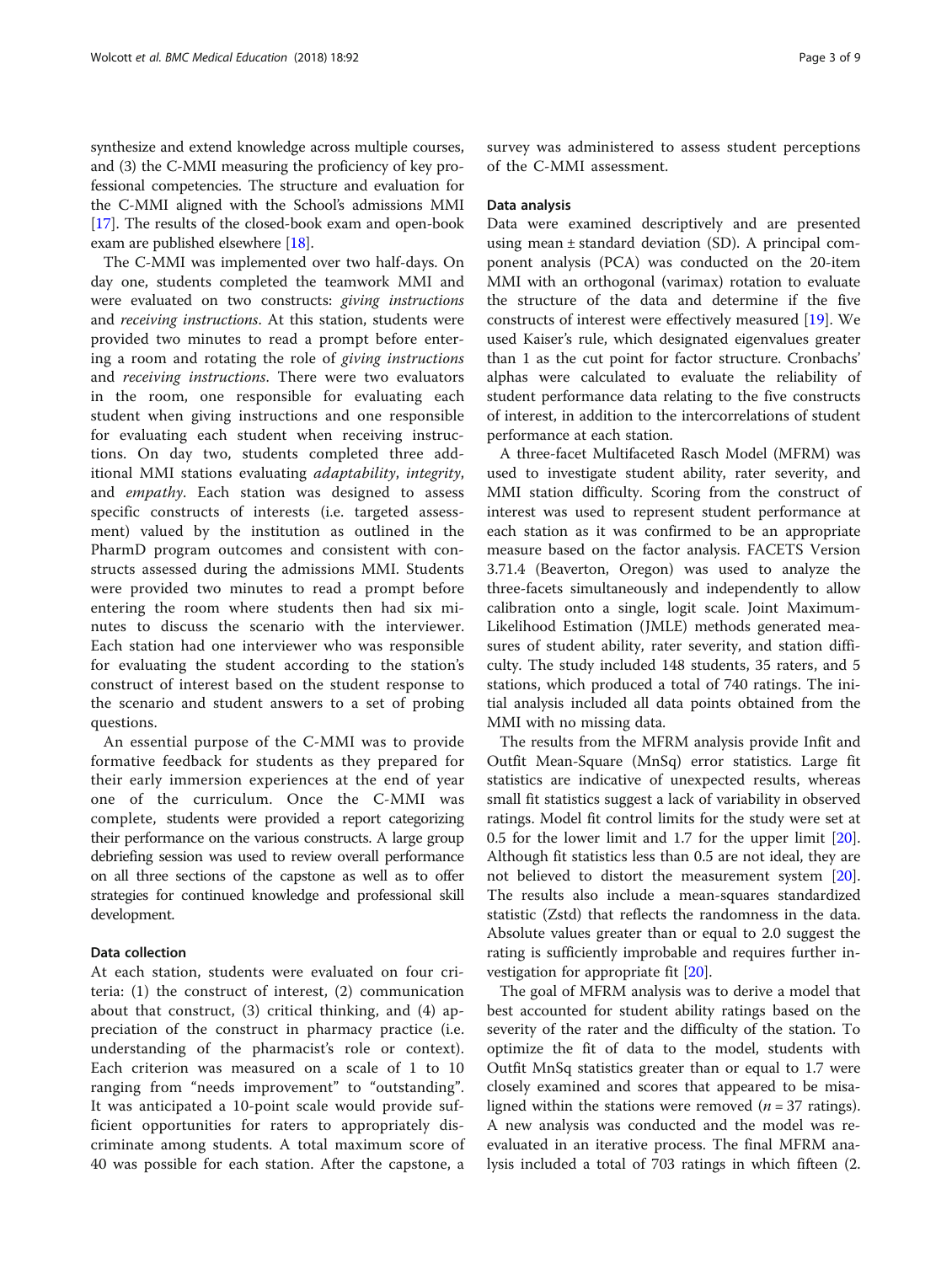synthesize and extend knowledge across multiple courses, and (3) the C-MMI measuring the proficiency of key professional competencies. The structure and evaluation for the C-MMI aligned with the School's admissions MMI [17]. The results of the closed-book exam and open-book exam are published elsewhere [18].

The C-MMI was implemented over two half-days. On day one, students completed the teamwork MMI and were evaluated on two constructs: *giving instructions* and *receiving instructions*. At this station, students were provided two minutes to read a prompt before entering a room and rotating the role of *giving instructions* and *receiving instructions*. There were two evaluators in the room, one responsible for evaluating each student when giving instructions and one responsible for evaluating each student when receiving instructions. On day two, students completed three additional MMI stations evaluating *adaptability*, *integrity*, and *empathy*. Each station was designed to assess specific constructs of interests (i.e. targeted assessment) valued by the institution as outlined in the PharmD program outcomes and consistent with constructs assessed during the admissions MMI. Students were provided two minutes to read a prompt before entering the room where students then had six minutes to discuss the scenario with the interviewer. Each station had one interviewer who was responsible for evaluating the student according to the station's construct of interest based on the student response to the scenario and student answers to a set of probing questions.

An essential purpose of the C-MMI was to provide formative feedback for students as they prepared for their early immersion experiences at the end of year one of the curriculum. Once the C-MMI was complete, students were provided a report categorizing their performance on the various constructs. A large group debriefing session was used to review overall performance on all three sections of the capstone as well as to offer strategies for continued knowledge and professional skill development.

### Data collection

At each station, students were evaluated on four criteria: (1) the construct of interest, (2) communication about that construct, (3) critical thinking, and (4) appreciation of the construct in pharmacy practice (i.e. understanding of the pharmacist's role or context). Each criterion was measured on a scale of 1 to 10 ranging from "needs improvement" to "outstanding". It was anticipated a 10-point scale would provide sufficient opportunities for raters to appropriately discriminate among students. A total maximum score of 40 was possible for each station. After the capstone, a survey was administered to assess student perceptions of the C-MMI assessment.

### Data analysis

Data were examined descriptively and are presented using mean ± standard deviation (SD). A principal component analysis (PCA) was conducted on the 20-item MMI with an orthogonal (varimax) rotation to evaluate the structure of the data and determine if the five constructs of interest were effectively measured [19]. We used Kaiser's rule, which designated eigenvalues greater than 1 as the cut point for factor structure. Cronbachs' alphas were calculated to evaluate the reliability of student performance data relating to the five constructs of interest, in addition to the intercorrelations of student performance at each station.

A three-facet Multifaceted Rasch Model (MFRM) was used to investigate student ability, rater severity, and MMI station difficulty. Scoring from the construct of interest was used to represent student performance at each station as it was confirmed to be an appropriate measure based on the factor analysis. FACETS Version 3.71.4 (Beaverton, Oregon) was used to analyze the three-facets simultaneously and independently to allow calibration onto a single, logit scale. Joint Maximum-Likelihood Estimation (JMLE) methods generated measures of student ability, rater severity, and station difficulty. The study included 148 students, 35 raters, and 5 stations, which produced a total of 740 ratings. The initial analysis included all data points obtained from the MMI with no missing data.

The results from the MFRM analysis provide Infit and Outfit Mean-Square (MnSq) error statistics. Large fit statistics are indicative of unexpected results, whereas small fit statistics suggest a lack of variability in observed ratings. Model fit control limits for the study were set at 0.5 for the lower limit and 1.7 for the upper limit [20]. Although fit statistics less than 0.5 are not ideal, they are not believed to distort the measurement system [20]. The results also include a mean-squares standardized statistic (Zstd) that reflects the randomness in the data. Absolute values greater than or equal to 2.0 suggest the rating is sufficiently improbable and requires further investigation for appropriate fit [20].

The goal of MFRM analysis was to derive a model that best accounted for student ability ratings based on the severity of the rater and the difficulty of the station. To optimize the fit of data to the model, students with Outfit MnSq statistics greater than or equal to 1.7 were closely examined and scores that appeared to be misaligned within the stations were removed ($n = 37$ ratings). A new analysis was conducted and the model was re-evaluated in an iterative process. The final MFRM analysis included a total of 703 ratings in which fifteen (2.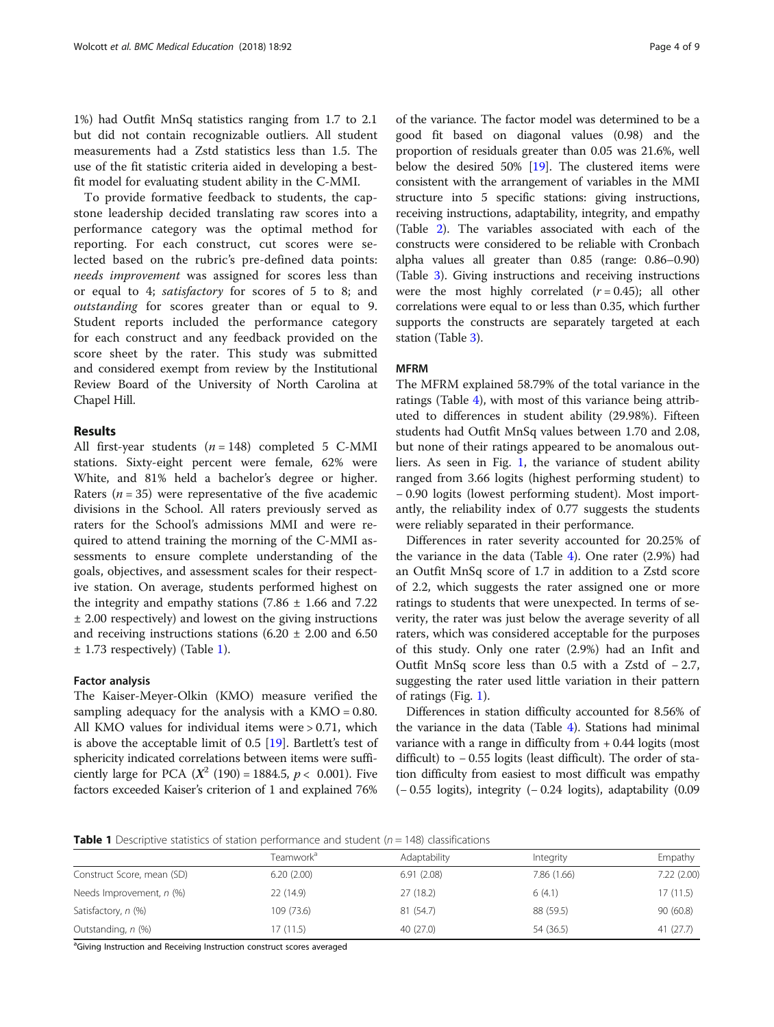1%) had Outfit MnSq statistics ranging from 1.7 to 2.1 but did not contain recognizable outliers. All student measurements had a Zstd statistics less than 1.5. The use of the fit statistic criteria aided in developing a best-fit model for evaluating student ability in the C-MMI.

To provide formative feedback to students, the capstone leadership decided translating raw scores into a performance category was the optimal method for reporting. For each construct, cut scores were selected based on the rubric's pre-defined data points: *needs improvement* was assigned for scores less than or equal to 4; *satisfactory* for scores of 5 to 8; and *outstanding* for scores greater than or equal to 9. Student reports included the performance category for each construct and any feedback provided on the score sheet by the rater. This study was submitted and considered exempt from review by the Institutional Review Board of the University of North Carolina at Chapel Hill.

## Results

All first-year students ($n = 148$) completed 5 C-MMI stations. Sixty-eight percent were female, 62% were White, and 81% held a bachelor's degree or higher. Raters ($n = 35$) were representative of the five academic divisions in the School. All raters previously served as raters for the School's admissions MMI and were required to attend training the morning of the C-MMI assessments to ensure complete understanding of the goals, objectives, and assessment scales for their respective station. On average, students performed highest on the integrity and empathy stations (7.86 ± 1.66 and 7.22 ± 2.00 respectively) and lowest on the giving instructions and receiving instructions stations (6.20 ± 2.00 and 6.50 ± 1.73 respectively) (Table 1).

### Factor analysis

The Kaiser-Meyer-Olkin (KMO) measure verified the sampling adequacy for the analysis with a KMO = 0.80. All KMO values for individual items were > 0.71, which is above the acceptable limit of 0.5 [19]. Bartlett's test of sphericity indicated correlations between items were sufficiently large for PCA ($X^2$ (190) = 1884.5, $p <$ 0.001). Five factors exceeded Kaiser's criterion of 1 and explained 76% of the variance. The factor model was determined to be a good fit based on diagonal values (0.98) and the proportion of residuals greater than 0.05 was 21.6%, well below the desired 50% [19]. The clustered items were consistent with the arrangement of variables in the MMI structure into 5 specific stations: giving instructions, receiving instructions, adaptability, integrity, and empathy (Table 2). The variables associated with each of the constructs were considered to be reliable with Cronbach alpha values all greater than 0.85 (range: 0.86–0.90) (Table 3). Giving instructions and receiving instructions were the most highly correlated ($r = 0.45$); all other correlations were equal to or less than 0.35, which further supports the constructs are separately targeted at each station (Table 3).

### MFRM

The MFRM explained 58.79% of the total variance in the ratings (Table 4), with most of this variance being attributed to differences in student ability (29.98%). Fifteen students had Outfit MnSq values between 1.70 and 2.08, but none of their ratings appeared to be anomalous outliers. As seen in Fig. 1, the variance of student ability ranged from 3.66 logits (highest performing student) to − 0.90 logits (lowest performing student). Most importantly, the reliability index of 0.77 suggests the students were reliably separated in their performance.

Differences in rater severity accounted for 20.25% of the variance in the data (Table 4). One rater (2.9%) had an Outfit MnSq score of 1.7 in addition to a Zstd score of 2.2, which suggests the rater assigned one or more ratings to students that were unexpected. In terms of severity, the rater was just below the average severity of all raters, which was considered acceptable for the purposes of this study. Only one rater (2.9%) had an Infit and Outfit MnSq score less than 0.5 with a Zstd of − 2.7, suggesting the rater used little variation in their pattern of ratings (Fig. 1).

Differences in station difficulty accounted for 8.56% of the variance in the data (Table 4). Stations had minimal variance with a range in difficulty from + 0.44 logits (most difficult) to − 0.55 logits (least difficult). The order of station difficulty from easiest to most difficult was empathy (− 0.55 logits), integrity (− 0.24 logits), adaptability (0.09

**Table 1** Descriptive statistics of station performance and student ($n = 148$) classifications

| | Teamwork[a] | Adaptability | Integrity | Empathy |
|---|---|---|---|---|
| Construct Score, mean (SD) | 6.20 (2.00) | 6.91 (2.08) | 7.86 (1.66) | 7.22 (2.00) |
| Needs Improvement, *n* (%) | 22 (14.9) | 27 (18.2) | 6 (4.1) | 17 (11.5) |
| Satisfactory, *n* (%) | 109 (73.6) | 81 (54.7) | 88 (59.5) | 90 (60.8) |
| Outstanding, *n* (%) | 17 (11.5) | 40 (27.0) | 54 (36.5) | 41 (27.7) |

[a]Giving Instruction and Receiving Instruction construct scores averaged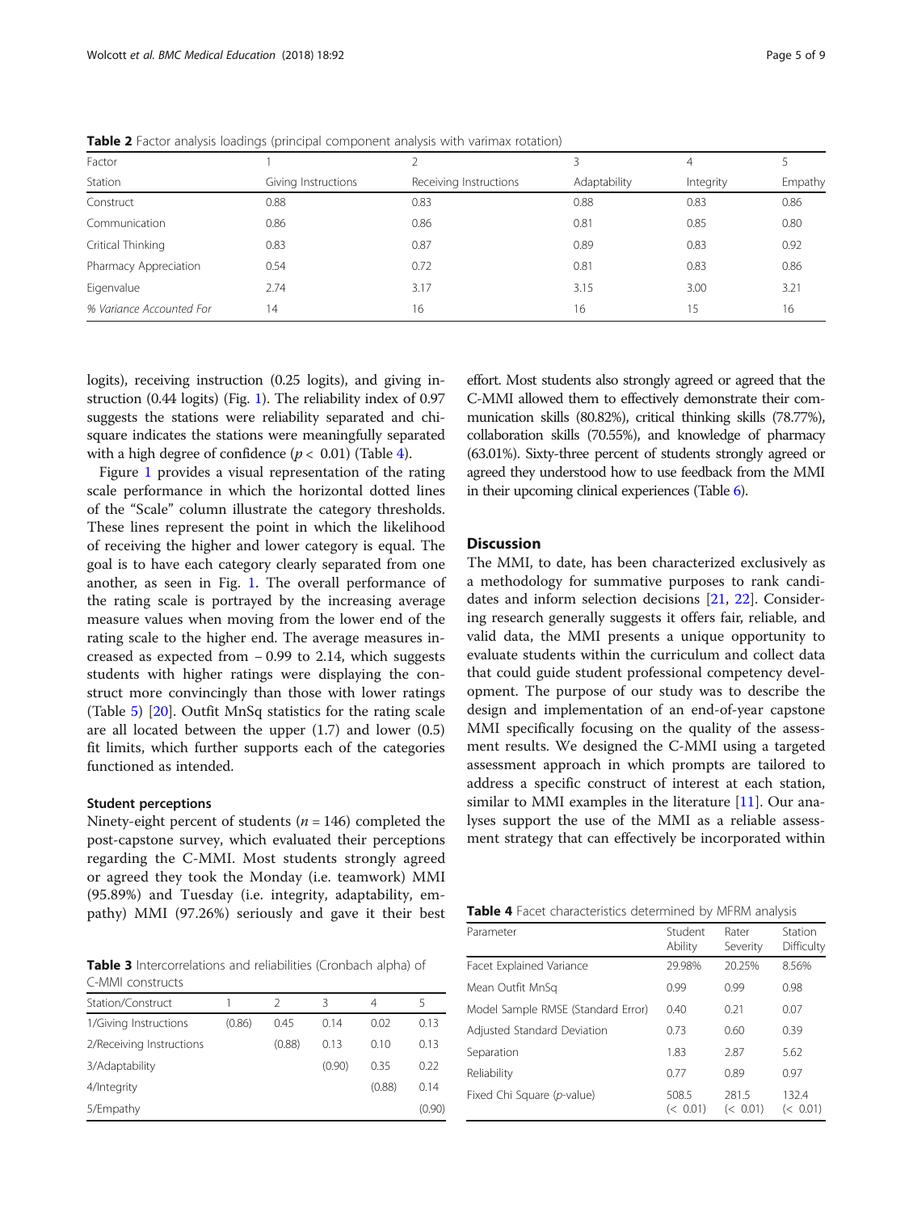**Table 2** Factor analysis loadings (principal component analysis with varimax rotation)

| Factor | 1 | 2 | 3 | 4 | 5 |
| --- | --- | --- | --- | --- | --- |
| Station | Giving Instructions | Receiving Instructions | Adaptability | Integrity | Empathy |
| Construct | 0.88 | 0.83 | 0.88 | 0.83 | 0.86 |
| Communication | 0.86 | 0.86 | 0.81 | 0.85 | 0.80 |
| Critical Thinking | 0.83 | 0.87 | 0.89 | 0.83 | 0.92 |
| Pharmacy Appreciation | 0.54 | 0.72 | 0.81 | 0.83 | 0.86 |
| Eigenvalue | 2.74 | 3.17 | 3.15 | 3.00 | 3.21 |
| *% Variance Accounted For* | 14 | 16 | 16 | 15 | 16 |

logits), receiving instruction (0.25 logits), and giving instruction (0.44 logits) (Fig. 1). The reliability index of 0.97 suggests the stations were reliability separated and chi-square indicates the stations were meaningfully separated with a high degree of confidence ($p < 0.01$) (Table 4).

Figure 1 provides a visual representation of the rating scale performance in which the horizontal dotted lines of the "Scale" column illustrate the category thresholds. These lines represent the point in which the likelihood of receiving the higher and lower category is equal. The goal is to have each category clearly separated from one another, as seen in Fig. 1. The overall performance of the rating scale is portrayed by the increasing average measure values when moving from the lower end of the rating scale to the higher end. The average measures increased as expected from − 0.99 to 2.14, which suggests students with higher ratings were displaying the construct more convincingly than those with lower ratings (Table 5) [20]. Outfit MnSq statistics for the rating scale are all located between the upper (1.7) and lower (0.5) fit limits, which further supports each of the categories functioned as intended.

### Student perceptions

Ninety-eight percent of students ($n = 146$) completed the post-capstone survey, which evaluated their perceptions regarding the C-MMI. Most students strongly agreed or agreed they took the Monday (i.e. teamwork) MMI (95.89%) and Tuesday (i.e. integrity, adaptability, empathy) MMI (97.26%) seriously and gave it their best effort. Most students also strongly agreed or agreed that the C-MMI allowed them to effectively demonstrate their communication skills (80.82%), critical thinking skills (78.77%), collaboration skills (70.55%), and knowledge of pharmacy (63.01%). Sixty-three percent of students strongly agreed or agreed they understood how to use feedback from the MMI in their upcoming clinical experiences (Table 6).

**Table 3** Intercorrelations and reliabilities (Cronbach alpha) of C-MMI constructs

| Station/Construct | 1 | 2 | 3 | 4 | 5 |
| --- | --- | --- | --- | --- | --- |
| 1/Giving Instructions | (0.86) | 0.45 | 0.14 | 0.02 | 0.13 |
| 2/Receiving Instructions | | (0.88) | 0.13 | 0.10 | 0.13 |
| 3/Adaptability | | | (0.90) | 0.35 | 0.22 |
| 4/Integrity | | | | (0.88) | 0.14 |
| 5/Empathy | | | | | (0.90) |

## Discussion

The MMI, to date, has been characterized exclusively as a methodology for summative purposes to rank candidates and inform selection decisions [21, 22]. Considering research generally suggests it offers fair, reliable, and valid data, the MMI presents a unique opportunity to evaluate students within the curriculum and collect data that could guide student professional competency development. The purpose of our study was to describe the design and implementation of an end-of-year capstone MMI specifically focusing on the quality of the assessment results. We designed the C-MMI using a targeted assessment approach in which prompts are tailored to address a specific construct of interest at each station, similar to MMI examples in the literature [11]. Our analyses support the use of the MMI as a reliable assessment strategy that can effectively be incorporated within

**Table 4** Facet characteristics determined by MFRM analysis

| Parameter | Student Ability | Rater Severity | Station Difficulty |
| --- | --- | --- | --- |
| Facet Explained Variance | 29.98% | 20.25% | 8.56% |
| Mean Outfit MnSq | 0.99 | 0.99 | 0.98 |
| Model Sample RMSE (Standard Error) | 0.40 | 0.21 | 0.07 |
| Adjusted Standard Deviation | 0.73 | 0.60 | 0.39 |
| Separation | 1.83 | 2.87 | 5.62 |
| Reliability | 0.77 | 0.89 | 0.97 |
| Fixed Chi Square (*p*-value) | 508.5 (< 0.01) | 281.5 (< 0.01) | 132.4 (< 0.01) |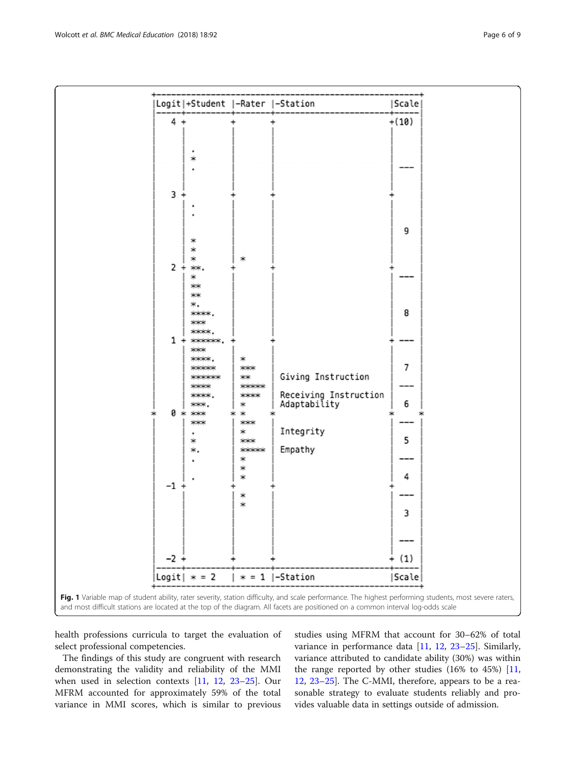```
+--------------------------------------------------------------+
|Logit|+Student  |-Rater |-Station                      |Scale|
|-----+----------+-------+------------------------------+-----|
|   4 +          +       +                              +(10) |
|     |          |       |                              |     |
|     |          |       |                              |     |
|     | .        |       |                              |     |
|     | *        |       |                              |     |
|     | .        |       |                              | --- |
|     |          |       |                              |     |
|     |          |       |                              |     |
|   3 +          +       +                              +     |
|     | .        |       |                              |     |
|     | .        |       |                              |     |
|     |          |       |                              |     |
|     |          |       |                              |  9  |
|     | *        |       |                              |     |
|     | *        |       |                              |     |
|     | *        | *     |                              |     |
|   2 + **.      +       +                              +     |
|     | *        |       |                              | --- |
|     | **       |       |                              |     |
|     | **       |       |                              |     |
|     | *.       |       |                              |     |
|     | ****.    |       |                              |  8  |
|     | ***      |       |                              |     |
|     | ****.    |       |                              |     |
|   1 + ******.  +       +                              + --- |
|     | ***      |       |                              |     |
|     | ****.    | *     |                              |     |
|     | *****    | ***   |                              |  7  |
|     | ******   | **    | Giving Instruction           |     |
|     | ****     | ***** |                              | --- |
|     | ****.    | ****  | Receiving Instruction        |     |
|     | ***.     | *     | Adaptability                 |  6  |
*   0 * ***      * *     *                              *     *
|     | ***      | ***   |                              | --- |
|     | .        | *     | Integrity                    |     |
|     | *        | ***   |                              |  5  |
|     | *.       | ***** | Empathy                      |     |
|     | .        | *     |                              | --- |
|     |          | *     |                              |     |
|     | .        | *     |                              |  4  |
|  -1 +          +       +                              +     |
|     |          | *     |                              | --- |
|     |          | *     |                              |     |
|     |          |       |                              |  3  |
|     |          |       |                              |     |
|     |          |       |                              |     |
|     |          |       |                              | --- |
|     |          |       |                              |     |
|  -2 +          +       +                              + (1) |
|-----+----------+-------+------------------------------+-----|
|Logit| * = 2    | * = 1 |-Station                      |Scale|
+--------------------------------------------------------------+
```

**Fig. 1** Variable map of student ability, rater severity, station difficulty, and scale performance. The highest performing students, most severe raters, and most difficult stations are located at the top of the diagram. All facets are positioned on a common interval log-odds scale

health professions curricula to target the evaluation of select professional competencies.

The findings of this study are congruent with research demonstrating the validity and reliability of the MMI when used in selection contexts [11, 12, 23–25]. Our MFRM accounted for approximately 59% of the total variance in MMI scores, which is similar to previous studies using MFRM that account for 30–62% of total variance in performance data [11, 12, 23–25]. Similarly, variance attributed to candidate ability (30%) was within the range reported by other studies (16% to 45%) [11, 12, 23–25]. The C-MMI, therefore, appears to be a reasonable strategy to evaluate students reliably and provides valuable data in settings outside of admission.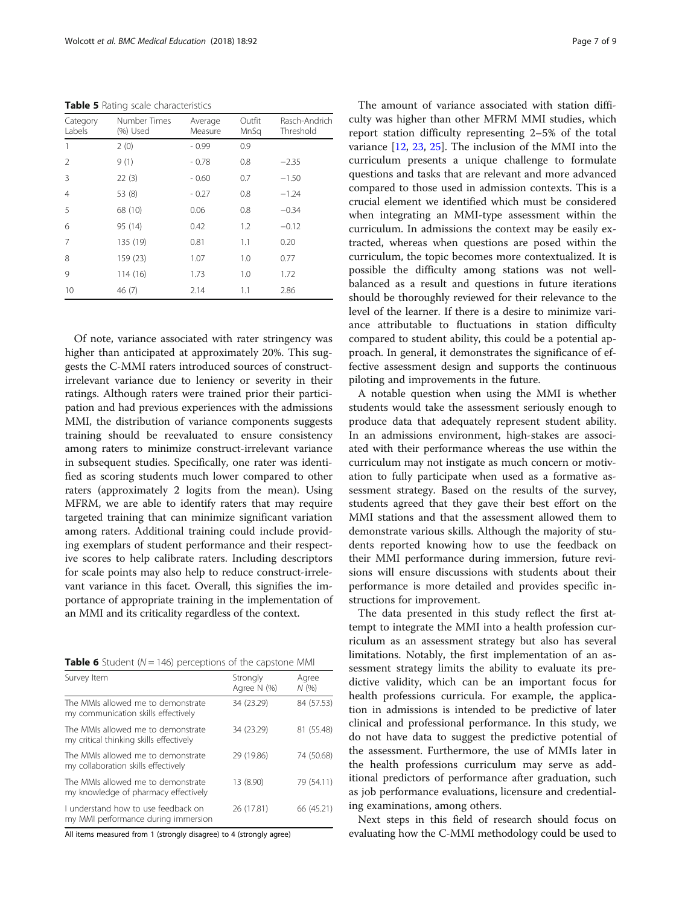**Table 5** Rating scale characteristics

| Category Labels | Number Times (%) Used | Average Measure | Outfit MnSq | Rasch-Andrich Threshold |
|---|---|---|---|---|
| 1 | 2 (0) | - 0.99 | 0.9 | |
| 2 | 9 (1) | - 0.78 | 0.8 | −2.35 |
| 3 | 22 (3) | - 0.60 | 0.7 | −1.50 |
| 4 | 53 (8) | - 0.27 | 0.8 | −1.24 |
| 5 | 68 (10) | 0.06 | 0.8 | −0.34 |
| 6 | 95 (14) | 0.42 | 1.2 | −0.12 |
| 7 | 135 (19) | 0.81 | 1.1 | 0.20 |
| 8 | 159 (23) | 1.07 | 1.0 | 0.77 |
| 9 | 114 (16) | 1.73 | 1.0 | 1.72 |
| 10 | 46 (7) | 2.14 | 1.1 | 2.86 |

Of note, variance associated with rater stringency was higher than anticipated at approximately 20%. This suggests the C-MMI raters introduced sources of construct-irrelevant variance due to leniency or severity in their ratings. Although raters were trained prior their participation and had previous experiences with the admissions MMI, the distribution of variance components suggests training should be reevaluated to ensure consistency among raters to minimize construct-irrelevant variance in subsequent studies. Specifically, one rater was identified as scoring students much lower compared to other raters (approximately 2 logits from the mean). Using MFRM, we are able to identify raters that may require targeted training that can minimize significant variation among raters. Additional training could include providing exemplars of student performance and their respective scores to help calibrate raters. Including descriptors for scale points may also help to reduce construct-irrelevant variance in this facet. Overall, this signifies the importance of appropriate training in the implementation of an MMI and its criticality regardless of the context.

**Table 6** Student ($N = 146$) perceptions of the capstone MMI

| Survey Item | Strongly Agree N (%) | Agree *N* (%) |
|---|---|---|
| The MMIs allowed me to demonstrate my communication skills effectively | 34 (23.29) | 84 (57.53) |
| The MMIs allowed me to demonstrate my critical thinking skills effectively | 34 (23.29) | 81 (55.48) |
| The MMIs allowed me to demonstrate my collaboration skills effectively | 29 (19.86) | 74 (50.68) |
| The MMIs allowed me to demonstrate my knowledge of pharmacy effectively | 13 (8.90) | 79 (54.11) |
| I understand how to use feedback on my MMI performance during immersion | 26 (17.81) | 66 (45.21) |

All items measured from 1 (strongly disagree) to 4 (strongly agree)

The amount of variance associated with station difficulty was higher than other MFRM MMI studies, which report station difficulty representing 2–5% of the total variance [12, 23, 25]. The inclusion of the MMI into the curriculum presents a unique challenge to formulate questions and tasks that are relevant and more advanced compared to those used in admission contexts. This is a crucial element we identified which must be considered when integrating an MMI-type assessment within the curriculum. In admissions the context may be easily extracted, whereas when questions are posed within the curriculum, the topic becomes more contextualized. It is possible the difficulty among stations was not well-balanced as a result and questions in future iterations should be thoroughly reviewed for their relevance to the level of the learner. If there is a desire to minimize variance attributable to fluctuations in station difficulty compared to student ability, this could be a potential approach. In general, it demonstrates the significance of effective assessment design and supports the continuous piloting and improvements in the future.

A notable question when using the MMI is whether students would take the assessment seriously enough to produce data that adequately represent student ability. In an admissions environment, high-stakes are associated with their performance whereas the use within the curriculum may not instigate as much concern or motivation to fully participate when used as a formative assessment strategy. Based on the results of the survey, students agreed that they gave their best effort on the MMI stations and that the assessment allowed them to demonstrate various skills. Although the majority of students reported knowing how to use the feedback on their MMI performance during immersion, future revisions will ensure discussions with students about their performance is more detailed and provides specific instructions for improvement.

The data presented in this study reflect the first attempt to integrate the MMI into a health profession curriculum as an assessment strategy but also has several limitations. Notably, the first implementation of an assessment strategy limits the ability to evaluate its predictive validity, which can be an important focus for health professions curricula. For example, the application in admissions is intended to be predictive of later clinical and professional performance. In this study, we do not have data to suggest the predictive potential of the assessment. Furthermore, the use of MMIs later in the health professions curriculum may serve as additional predictors of performance after graduation, such as job performance evaluations, licensure and credentialing examinations, among others.

Next steps in this field of research should focus on evaluating how the C-MMI methodology could be used to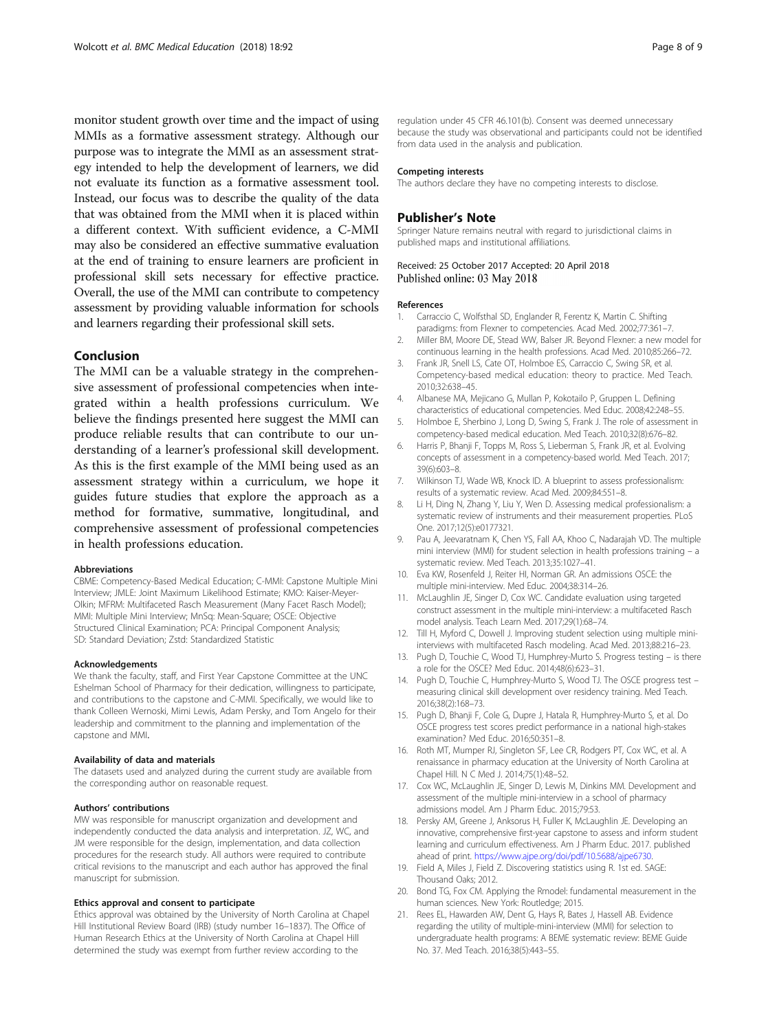monitor student growth over time and the impact of using MMIs as a formative assessment strategy. Although our purpose was to integrate the MMI as an assessment strategy intended to help the development of learners, we did not evaluate its function as a formative assessment tool. Instead, our focus was to describe the quality of the data that was obtained from the MMI when it is placed within a different context. With sufficient evidence, a C-MMI may also be considered an effective summative evaluation at the end of training to ensure learners are proficient in professional skill sets necessary for effective practice. Overall, the use of the MMI can contribute to competency assessment by providing valuable information for schools and learners regarding their professional skill sets.

## Conclusion

The MMI can be a valuable strategy in the comprehensive assessment of professional competencies when integrated within a health professions curriculum. We believe the findings presented here suggest the MMI can produce reliable results that can contribute to our understanding of a learner's professional skill development. As this is the first example of the MMI being used as an assessment strategy within a curriculum, we hope it guides future studies that explore the approach as a method for formative, summative, longitudinal, and comprehensive assessment of professional competencies in health professions education.

#### Abbreviations

CBME: Competency-Based Medical Education; C-MMI: Capstone Multiple Mini Interview; JMLE: Joint Maximum Likelihood Estimate; KMO: Kaiser-Meyer-Olkin; MFRM: Multifaceted Rasch Measurement (Many Facet Rasch Model); MMI: Multiple Mini Interview; MnSq: Mean-Square; OSCE: Objective Structured Clinical Examination; PCA: Principal Component Analysis; SD: Standard Deviation; Zstd: Standardized Statistic

#### Acknowledgements

We thank the faculty, staff, and First Year Capstone Committee at the UNC Eshelman School of Pharmacy for their dedication, willingness to participate, and contributions to the capstone and C-MMI. Specifically, we would like to thank Colleen Wernoski, Mimi Lewis, Adam Persky, and Tom Angelo for their leadership and commitment to the planning and implementation of the capstone and MMI.

#### Availability of data and materials

The datasets used and analyzed during the current study are available from the corresponding author on reasonable request.

#### Authors' contributions

MW was responsible for manuscript organization and development and independently conducted the data analysis and interpretation. JZ, WC, and JM were responsible for the design, implementation, and data collection procedures for the research study. All authors were required to contribute critical revisions to the manuscript and each author has approved the final manuscript for submission.

#### Ethics approval and consent to participate

Ethics approval was obtained by the University of North Carolina at Chapel Hill Institutional Review Board (IRB) (study number 16–1837). The Office of Human Research Ethics at the University of North Carolina at Chapel Hill determined the study was exempt from further review according to the regulation under 45 CFR 46.101(b). Consent was deemed unnecessary because the study was observational and participants could not be identified from data used in the analysis and publication.

#### Competing interests

The authors declare they have no competing interests to disclose.

## Publisher's Note

Springer Nature remains neutral with regard to jurisdictional claims in published maps and institutional affiliations.

Received: 25 October 2017 Accepted: 20 April 2018
Published online: 03 May 2018

#### References

1. Carraccio C, Wolfsthal SD, Englander R, Ferentz K, Martin C. Shifting paradigms: from Flexner to competencies. Acad Med. 2002;77:361–7.
2. Miller BM, Moore DE, Stead WW, Balser JR. Beyond Flexner: a new model for continuous learning in the health professions. Acad Med. 2010;85:266–72.
3. Frank JR, Snell LS, Cate OT, Holmboe ES, Carraccio C, Swing SR, et al. Competency-based medical education: theory to practice. Med Teach. 2010;32:638–45.
4. Albanese MA, Mejicano G, Mullan P, Kokotailo P, Gruppen L. Defining characteristics of educational competencies. Med Educ. 2008;42:248–55.
5. Holmboe E, Sherbino J, Long D, Swing S, Frank J. The role of assessment in competency-based medical education. Med Teach. 2010;32(8):676–82.
6. Harris P, Bhanji F, Topps M, Ross S, Lieberman S, Frank JR, et al. Evolving concepts of assessment in a competency-based world. Med Teach. 2017; 39(6):603–8.
7. Wilkinson TJ, Wade WB, Knock ID. A blueprint to assess professionalism: results of a systematic review. Acad Med. 2009;84:551–8.
8. Li H, Ding N, Zhang Y, Liu Y, Wen D. Assessing medical professionalism: a systematic review of instruments and their measurement properties. PLoS One. 2017;12(5):e0177321.
9. Pau A, Jeevaratnam K, Chen YS, Fall AA, Khoo C, Nadarajah VD. The multiple mini interview (MMI) for student selection in health professions training – a systematic review. Med Teach. 2013;35:1027–41.
10. Eva KW, Rosenfeld J, Reiter HI, Norman GR. An admissions OSCE: the multiple mini-interview. Med Educ. 2004;38:314–26.
11. McLaughlin JE, Singer D, Cox WC. Candidate evaluation using targeted construct assessment in the multiple mini-interview: a multifaceted Rasch model analysis. Teach Learn Med. 2017;29(1):68–74.
12. Till H, Myford C, Dowell J. Improving student selection using multiple mini-interviews with multifaceted Rasch modeling. Acad Med. 2013;88:216–23.
13. Pugh D, Touchie C, Wood TJ, Humphrey-Murto S. Progress testing – is there a role for the OSCE? Med Educ. 2014;48(6):623–31.
14. Pugh D, Touchie C, Humphrey-Murto S, Wood TJ. The OSCE progress test – measuring clinical skill development over residency training. Med Teach. 2016;38(2):168–73.
15. Pugh D, Bhanji F, Cole G, Dupre J, Hatala R, Humphrey-Murto S, et al. Do OSCE progress test scores predict performance in a national high-stakes examination? Med Educ. 2016;50:351–8.
16. Roth MT, Mumper RJ, Singleton SF, Lee CR, Rodgers PT, Cox WC, et al. A renaissance in pharmacy education at the University of North Carolina at Chapel Hill. N C Med J. 2014;75(1):48–52.
17. Cox WC, McLaughlin JE, Singer D, Lewis M, Dinkins MM. Development and assessment of the multiple mini-interview in a school of pharmacy admissions model. Am J Pharm Educ. 2015;79:53.
18. Persky AM, Greene J, Anksorus H, Fuller K, McLaughlin JE. Developing an innovative, comprehensive first-year capstone to assess and inform student learning and curriculum effectiveness. Am J Pharm Educ. 2017. published ahead of print. https://www.ajpe.org/doi/pdf/10.5688/ajpe6730.
19. Field A, Miles J, Field Z. Discovering statistics using R. 1st ed. SAGE: Thousand Oaks; 2012.
20. Bond TG, Fox CM. Applying the Rmodel: fundamental measurement in the human sciences. New York: Routledge; 2015.
21. Rees EL, Hawarden AW, Dent G, Hays R, Bates J, Hassell AB. Evidence regarding the utility of multiple-mini-interview (MMI) for selection to undergraduate health programs: A BEME systematic review: BEME Guide No. 37. Med Teach. 2016;38(5):443–55.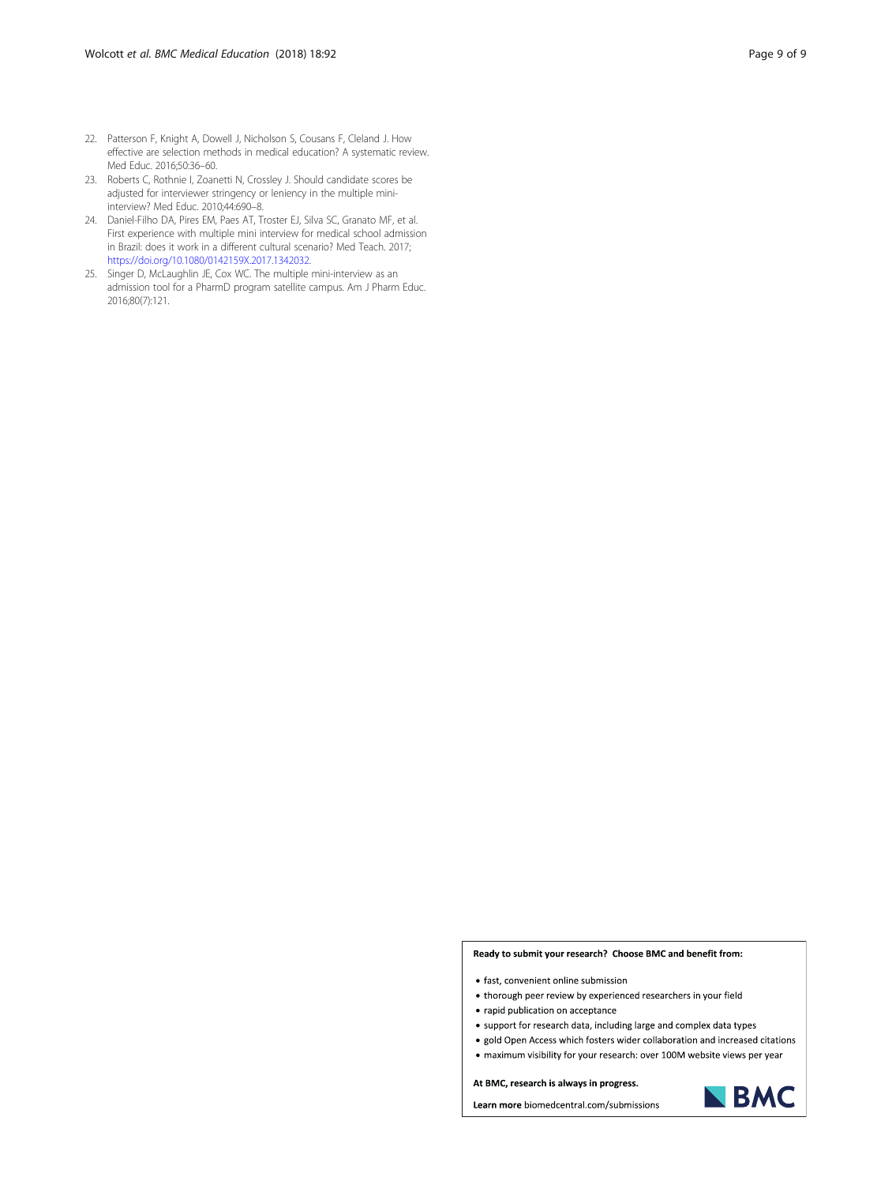22. Patterson F, Knight A, Dowell J, Nicholson S, Cousans F, Cleland J. How effective are selection methods in medical education? A systematic review. Med Educ. 2016;50:36–60.
23. Roberts C, Rothnie I, Zoanetti N, Crossley J. Should candidate scores be adjusted for interviewer stringency or leniency in the multiple mini-interview? Med Educ. 2010;44:690–8.
24. Daniel-Filho DA, Pires EM, Paes AT, Troster EJ, Silva SC, Granato MF, et al. First experience with multiple mini interview for medical school admission in Brazil: does it work in a different cultural scenario? Med Teach. 2017; https://doi.org/10.1080/0142159X.2017.1342032.
25. Singer D, McLaughlin JE, Cox WC. The multiple mini-interview as an admission tool for a PharmD program satellite campus. Am J Pharm Educ. 2016;80(7):121.

**Ready to submit your research? Choose BMC and benefit from:**

- fast, convenient online submission
- thorough peer review by experienced researchers in your field
- rapid publication on acceptance
- support for research data, including large and complex data types
- gold Open Access which fosters wider collaboration and increased citations
- maximum visibility for your research: over 100M website views per year

**At BMC, research is always in progress.**

**Learn more** biomedcentral.com/submissions

BMC